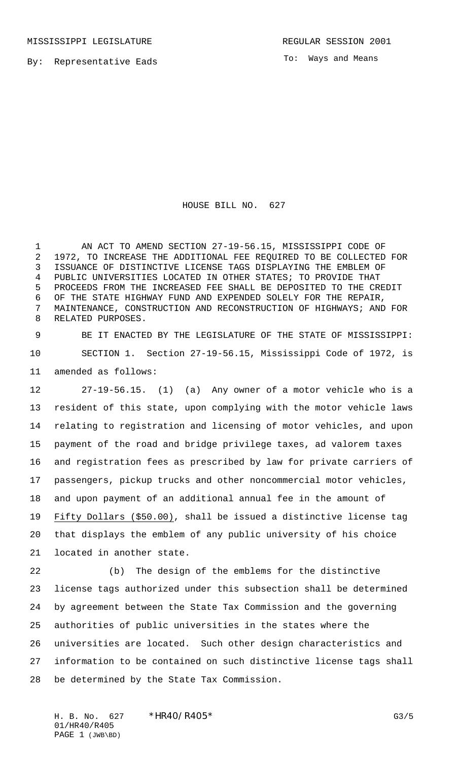MISSISSIPPI LEGISLATURE REGULAR SESSION 2001

By: Representative Eads

To: Ways and Means

# HOUSE BILL NO. 627

AN ACT TO AMEND SECTION 27-19-56.15, MISSISSIPPI CODE OF 1972, TO INCREASE THE ADDITIONAL FEE REQUIRED TO BE COLLECTED FOR ISSUANCE OF DISTINCTIVE LICENSE TAGS DISPLAYING THE EMBLEM OF PUBLIC UNIVERSITIES LOCATED IN OTHER STATES; TO PROVIDE THAT PROCEEDS FROM THE INCREASED FEE SHALL BE DEPOSITED TO THE CREDIT OF THE STATE HIGHWAY FUND AND EXPENDED SOLELY FOR THE REPAIR, MAINTENANCE, CONSTRUCTION AND RECONSTRUCTION OF HIGHWAYS; AND FOR RELATED PURPOSES.

BE IT ENACTED BY THE LEGISLATURE OF THE STATE OF MISSISSIPPI:

SECTION 1. Section 27-19-56.15, Mississippi Code of 1972, is amended as follows:

27-19-56.15. (1) (a) Any owner of a motor vehicle who is a resident of this state, upon complying with the motor vehicle laws relating to registration and licensing of motor vehicles, and upon payment of the road and bridge privilege taxes, ad valorem taxes and registration fees as prescribed by law for private carriers of passengers, pickup trucks and other noncommercial motor vehicles, and upon payment of an additional annual fee in the amount of <u>Fifty Dollars ($50.00)</u>, shall be issued a distinctive license tag that displays the emblem of any public university of his choice located in another state.

(b) The design of the emblems for the distinctive license tags authorized under this subsection shall be determined by agreement between the State Tax Commission and the governing authorities of public universities in the states where the universities are located. Such other design characteristics and information to be contained on such distinctive license tags shall be determined by the State Tax Commission.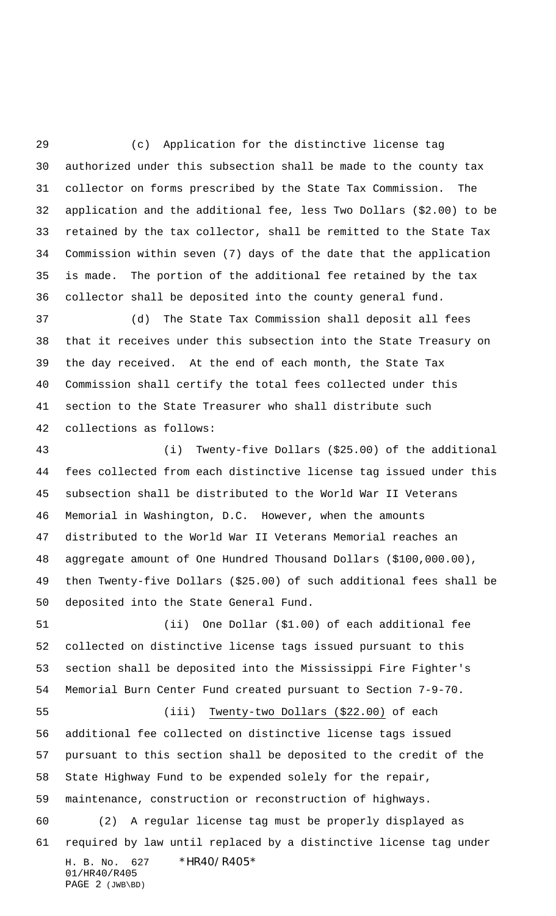(c) Application for the distinctive license tag authorized under this subsection shall be made to the county tax collector on forms prescribed by the State Tax Commission. The application and the additional fee, less Two Dollars ($2.00) to be retained by the tax collector, shall be remitted to the State Tax Commission within seven (7) days of the date that the application is made. The portion of the additional fee retained by the tax collector shall be deposited into the county general fund.

(d) The State Tax Commission shall deposit all fees that it receives under this subsection into the State Treasury on the day received. At the end of each month, the State Tax Commission shall certify the total fees collected under this section to the State Treasurer who shall distribute such collections as follows:

(i) Twenty-five Dollars ($25.00) of the additional fees collected from each distinctive license tag issued under this subsection shall be distributed to the World War II Veterans Memorial in Washington, D.C. However, when the amounts distributed to the World War II Veterans Memorial reaches an aggregate amount of One Hundred Thousand Dollars ($100,000.00), then Twenty-five Dollars ($25.00) of such additional fees shall be deposited into the State General Fund.

(ii) One Dollar ($1.00) of each additional fee collected on distinctive license tags issued pursuant to this section shall be deposited into the Mississippi Fire Fighter's Memorial Burn Center Fund created pursuant to Section 7-9-70.

(iii) Twenty-two Dollars ($22.00) of each additional fee collected on distinctive license tags issued pursuant to this section shall be deposited to the credit of the State Highway Fund to be expended solely for the repair, maintenance, construction or reconstruction of highways.

(2) A regular license tag must be properly displayed as required by law until replaced by a distinctive license tag under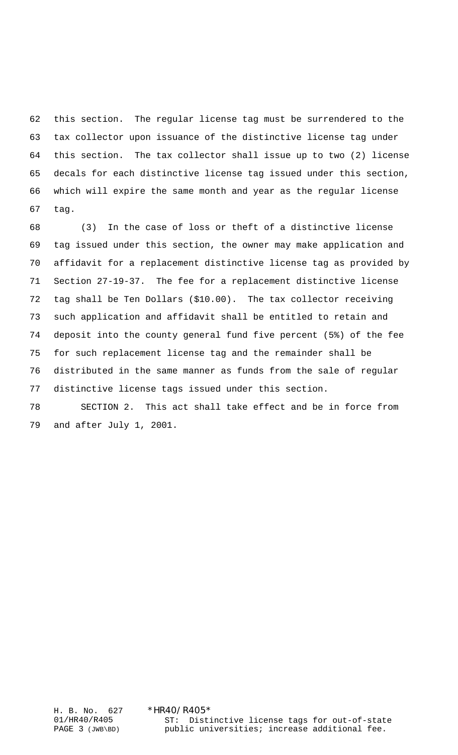this section. The regular license tag must be surrendered to the tax collector upon issuance of the distinctive license tag under this section. The tax collector shall issue up to two (2) license decals for each distinctive license tag issued under this section, which will expire the same month and year as the regular license tag.

(3) In the case of loss or theft of a distinctive license tag issued under this section, the owner may make application and affidavit for a replacement distinctive license tag as provided by Section 27-19-37. The fee for a replacement distinctive license tag shall be Ten Dollars ($10.00). The tax collector receiving such application and affidavit shall be entitled to retain and deposit into the county general fund five percent (5%) of the fee for such replacement license tag and the remainder shall be distributed in the same manner as funds from the sale of regular distinctive license tags issued under this section.

SECTION 2. This act shall take effect and be in force from and after July 1, 2001.

ST: Distinctive license tags for out-of-state public universities; increase additional fee.